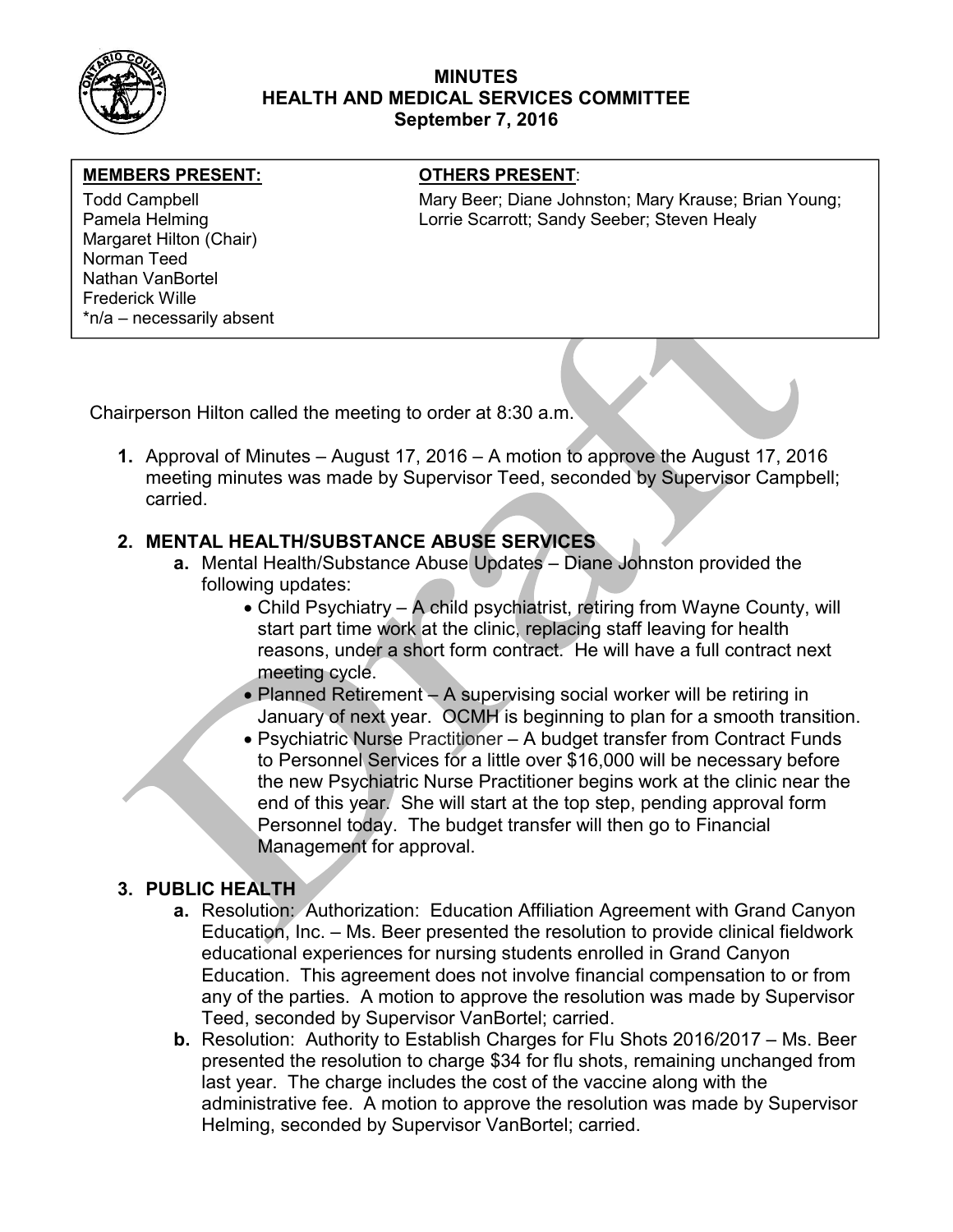# MINUTES
## HEALTH AND MEDICAL SERVICES COMMITTEE
### September 7, 2016

| MEMBERS PRESENT: | OTHERS PRESENT: |
| --- | --- |
| Todd Campbell<br>Pamela Helming<br>Margaret Hilton (Chair)<br>Norman Teed<br>Nathan VanBortel<br>Frederick Wille<br>*n/a – necessarily absent | Mary Beer; Diane Johnston; Mary Krause; Brian Young; Lorrie Scarrott; Sandy Seeber; Steven Healy |

Chairperson Hilton called the meeting to order at 8:30 a.m.

1. Approval of Minutes – August 17, 2016 – A motion to approve the August 17, 2016 meeting minutes was made by Supervisor Teed, seconded by Supervisor Campbell; carried.

2. **MENTAL HEALTH/SUBSTANCE ABUSE SERVICES**
   - **a.** Mental Health/Substance Abuse Updates – Diane Johnston provided the following updates:
     - Child Psychiatry – A child psychiatrist, retiring from Wayne County, will start part time work at the clinic, replacing staff leaving for health reasons, under a short form contract. He will have a full contract next meeting cycle.
     - Planned Retirement – A supervising social worker will be retiring in January of next year. OCMH is beginning to plan for a smooth transition.
     - Psychiatric Nurse Practitioner – A budget transfer from Contract Funds to Personnel Services for a little over $16,000 will be necessary before the new Psychiatric Nurse Practitioner begins work at the clinic near the end of this year. She will start at the top step, pending approval form Personnel today. The budget transfer will then go to Financial Management for approval.

3. **PUBLIC HEALTH**
   - **a.** Resolution: Authorization: Education Affiliation Agreement with Grand Canyon Education, Inc. – Ms. Beer presented the resolution to provide clinical fieldwork educational experiences for nursing students enrolled in Grand Canyon Education. This agreement does not involve financial compensation to or from any of the parties. A motion to approve the resolution was made by Supervisor Teed, seconded by Supervisor VanBortel; carried.
   - **b.** Resolution: Authority to Establish Charges for Flu Shots 2016/2017 – Ms. Beer presented the resolution to charge $34 for flu shots, remaining unchanged from last year. The charge includes the cost of the vaccine along with the administrative fee. A motion to approve the resolution was made by Supervisor Helming, seconded by Supervisor VanBortel; carried.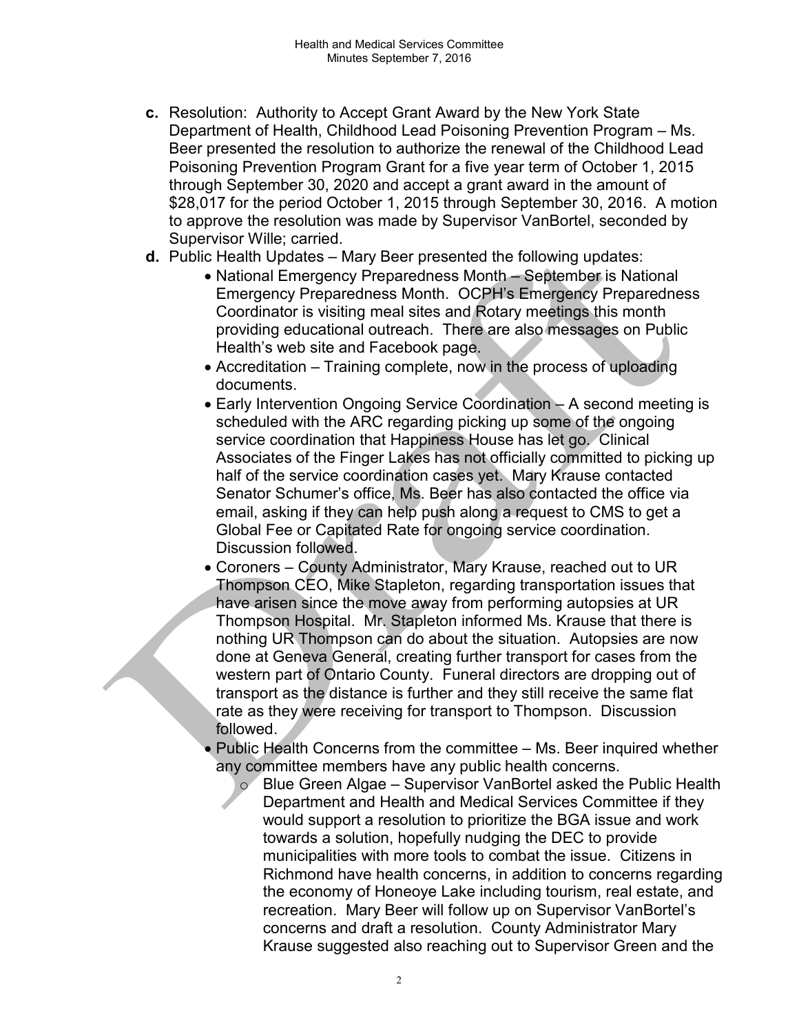**c.** Resolution: Authority to Accept Grant Award by the New York State Department of Health, Childhood Lead Poisoning Prevention Program – Ms. Beer presented the resolution to authorize the renewal of the Childhood Lead Poisoning Prevention Program Grant for a five year term of October 1, 2015 through September 30, 2020 and accept a grant award in the amount of $28,017 for the period October 1, 2015 through September 30, 2016. A motion to approve the resolution was made by Supervisor VanBortel, seconded by Supervisor Wille; carried.

**d.** Public Health Updates – Mary Beer presented the following updates:

- National Emergency Preparedness Month – September is National Emergency Preparedness Month. OCPH's Emergency Preparedness Coordinator is visiting meal sites and Rotary meetings this month providing educational outreach. There are also messages on Public Health's web site and Facebook page.
- Accreditation – Training complete, now in the process of uploading documents.
- Early Intervention Ongoing Service Coordination – A second meeting is scheduled with the ARC regarding picking up some of the ongoing service coordination that Happiness House has let go. Clinical Associates of the Finger Lakes has not officially committed to picking up half of the service coordination cases yet. Mary Krause contacted Senator Schumer's office, Ms. Beer has also contacted the office via email, asking if they can help push along a request to CMS to get a Global Fee or Capitated Rate for ongoing service coordination. Discussion followed.
- Coroners – County Administrator, Mary Krause, reached out to UR Thompson CEO, Mike Stapleton, regarding transportation issues that have arisen since the move away from performing autopsies at UR Thompson Hospital. Mr. Stapleton informed Ms. Krause that there is nothing UR Thompson can do about the situation. Autopsies are now done at Geneva General, creating further transport for cases from the western part of Ontario County. Funeral directors are dropping out of transport as the distance is further and they still receive the same flat rate as they were receiving for transport to Thompson. Discussion followed.
- Public Health Concerns from the committee – Ms. Beer inquired whether any committee members have any public health concerns.
  - Blue Green Algae – Supervisor VanBortel asked the Public Health Department and Health and Medical Services Committee if they would support a resolution to prioritize the BGA issue and work towards a solution, hopefully nudging the DEC to provide municipalities with more tools to combat the issue. Citizens in Richmond have health concerns, in addition to concerns regarding the economy of Honeoye Lake including tourism, real estate, and recreation. Mary Beer will follow up on Supervisor VanBortel's concerns and draft a resolution. County Administrator Mary Krause suggested also reaching out to Supervisor Green and the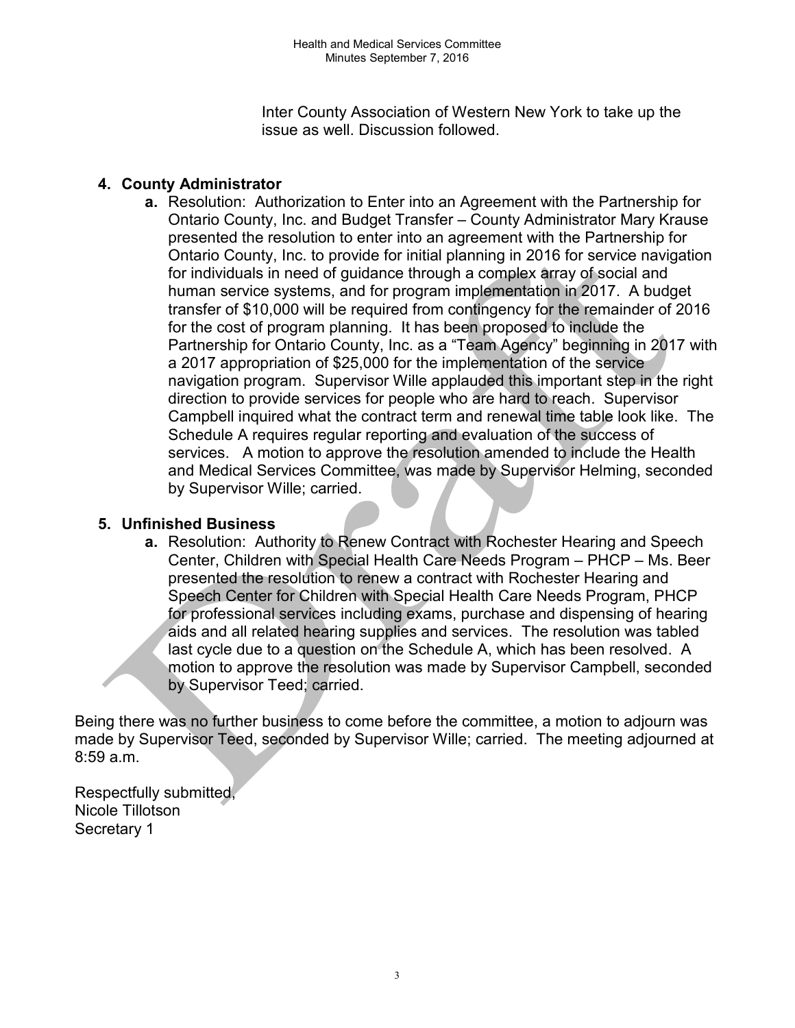Inter County Association of Western New York to take up the issue as well. Discussion followed.

4. **County Administrator**
   a. Resolution: Authorization to Enter into an Agreement with the Partnership for Ontario County, Inc. and Budget Transfer – County Administrator Mary Krause presented the resolution to enter into an agreement with the Partnership for Ontario County, Inc. to provide for initial planning in 2016 for service navigation for individuals in need of guidance through a complex array of social and human service systems, and for program implementation in 2017. A budget transfer of $10,000 will be required from contingency for the remainder of 2016 for the cost of program planning. It has been proposed to include the Partnership for Ontario County, Inc. as a "Team Agency" beginning in 2017 with a 2017 appropriation of $25,000 for the implementation of the service navigation program. Supervisor Wille applauded this important step in the right direction to provide services for people who are hard to reach. Supervisor Campbell inquired what the contract term and renewal time table look like. The Schedule A requires regular reporting and evaluation of the success of services. A motion to approve the resolution amended to include the Health and Medical Services Committee, was made by Supervisor Helming, seconded by Supervisor Wille; carried.

5. **Unfinished Business**
   a. Resolution: Authority to Renew Contract with Rochester Hearing and Speech Center, Children with Special Health Care Needs Program – PHCP – Ms. Beer presented the resolution to renew a contract with Rochester Hearing and Speech Center for Children with Special Health Care Needs Program, PHCP for professional services including exams, purchase and dispensing of hearing aids and all related hearing supplies and services. The resolution was tabled last cycle due to a question on the Schedule A, which has been resolved. A motion to approve the resolution was made by Supervisor Campbell, seconded by Supervisor Teed; carried.

Being there was no further business to come before the committee, a motion to adjourn was made by Supervisor Teed, seconded by Supervisor Wille; carried. The meeting adjourned at 8:59 a.m.

Respectfully submitted,
Nicole Tillotson
Secretary 1